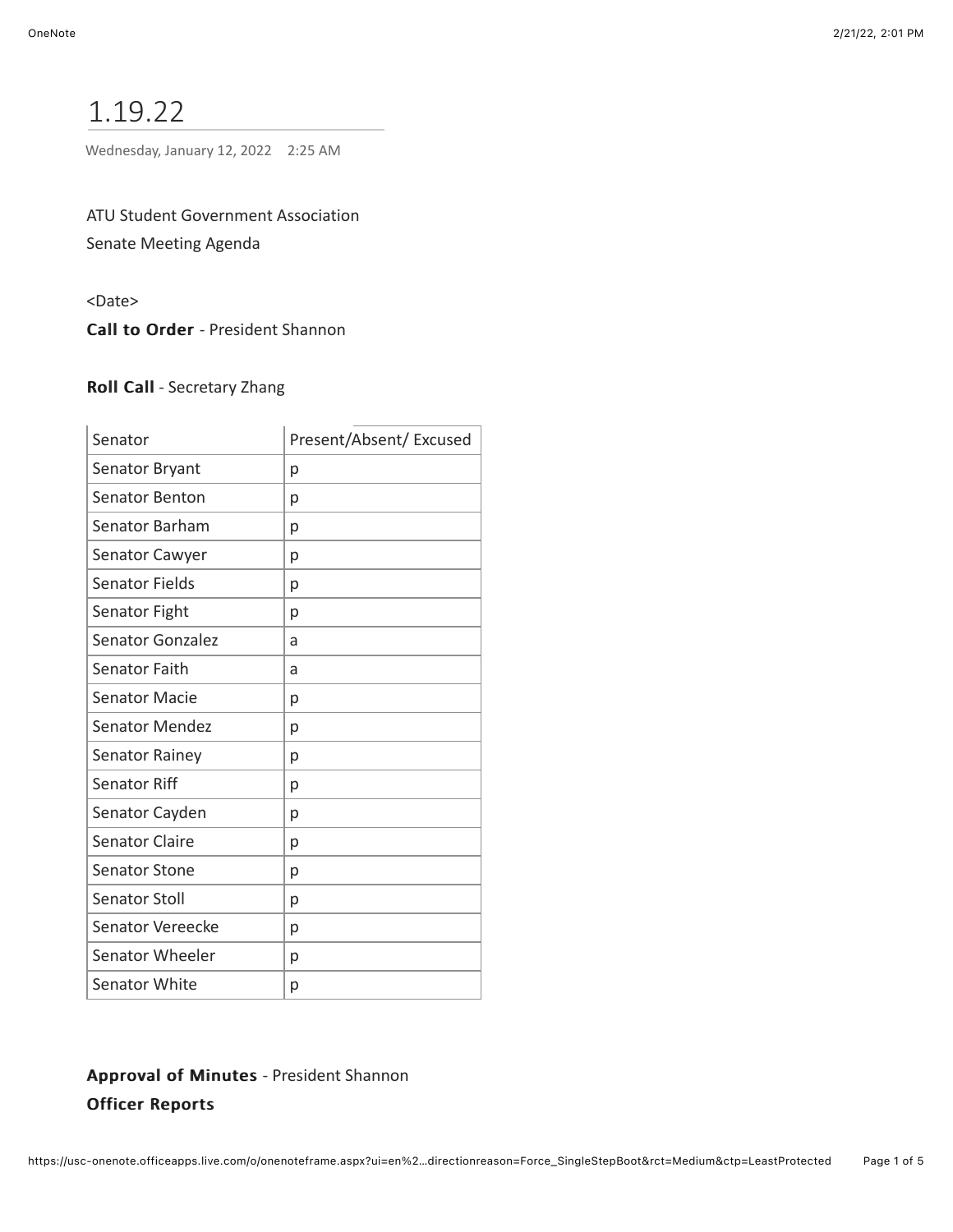# 1.19.22

Wednesday, January 12, 2022 2:25 AM

ATU Student Government Association
Senate Meeting Agenda

<Date>

**Call to Order** - President Shannon

**Roll Call** - Secretary Zhang

| Senator | Present/Absent/ Excused |
| --- | --- |
| Senator Bryant | p |
| Senator Benton | p |
| Senator Barham | p |
| Senator Cawyer | p |
| Senator Fields | p |
| Senator Fight | p |
| Senator Gonzalez | a |
| Senator Faith | a |
| Senator Macie | p |
| Senator Mendez | p |
| Senator Rainey | p |
| Senator Riff | p |
| Senator Cayden | p |
| Senator Claire | p |
| Senator Stone | p |
| Senator Stoll | p |
| Senator Vereecke | p |
| Senator Wheeler | p |
| Senator White | p |

**Approval of Minutes** - President Shannon

**Officer Reports**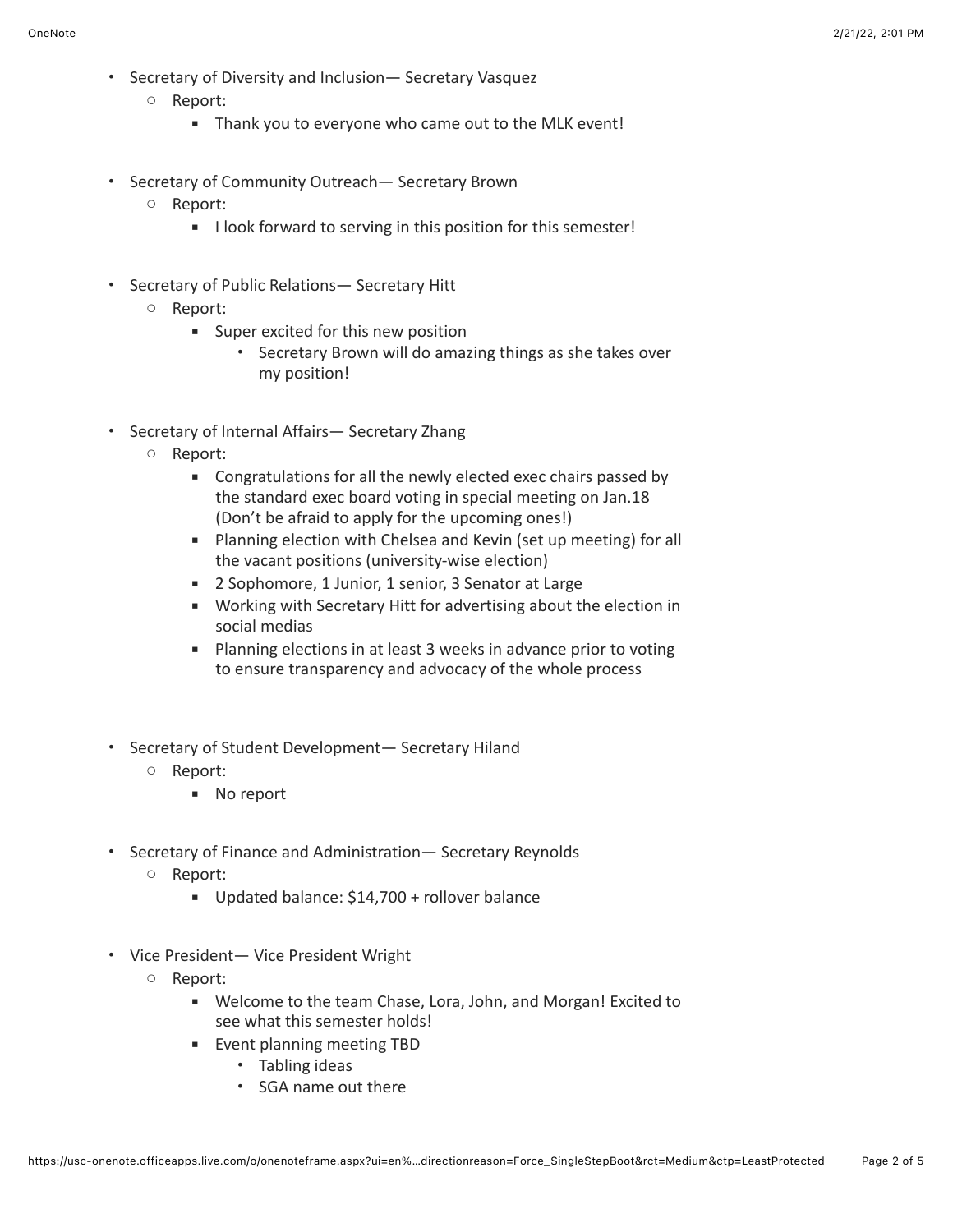- Secretary of Diversity and Inclusion— Secretary Vasquez
  - Report:
    - Thank you to everyone who came out to the MLK event!

- Secretary of Community Outreach— Secretary Brown
  - Report:
    - I look forward to serving in this position for this semester!

- Secretary of Public Relations— Secretary Hitt
  - Report:
    - Super excited for this new position
      - Secretary Brown will do amazing things as she takes over my position!

- Secretary of Internal Affairs— Secretary Zhang
  - Report:
    - Congratulations for all the newly elected exec chairs passed by the standard exec board voting in special meeting on Jan.18 (Don't be afraid to apply for the upcoming ones!)
    - Planning election with Chelsea and Kevin (set up meeting) for all the vacant positions (university-wise election)
    - 2 Sophomore, 1 Junior, 1 senior, 3 Senator at Large
    - Working with Secretary Hitt for advertising about the election in social medias
    - Planning elections in at least 3 weeks in advance prior to voting to ensure transparency and advocacy of the whole process

- Secretary of Student Development— Secretary Hiland
  - Report:
    - No report

- Secretary of Finance and Administration— Secretary Reynolds
  - Report:
    - Updated balance: $14,700 + rollover balance

- Vice President— Vice President Wright
  - Report:
    - Welcome to the team Chase, Lora, John, and Morgan! Excited to see what this semester holds!
    - Event planning meeting TBD
      - Tabling ideas
      - SGA name out there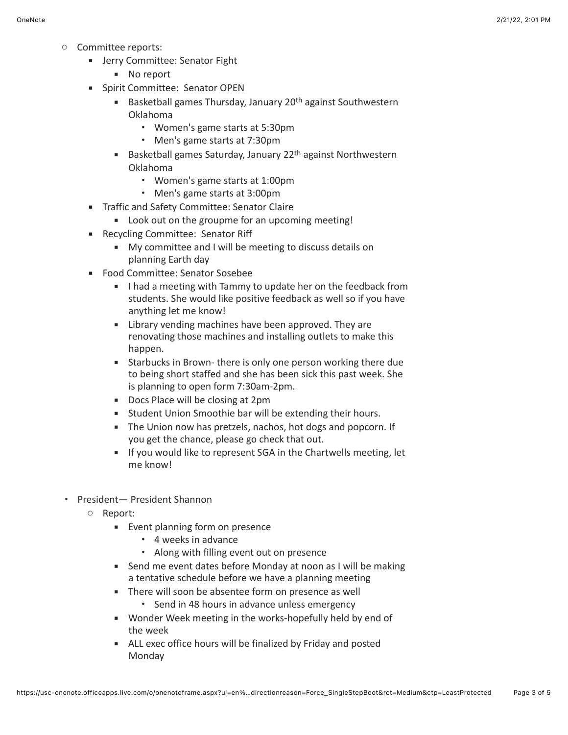- Committee reports:
  - Jerry Committee: Senator Fight
    - No report
  - Spirit Committee:  Senator OPEN
    - Basketball games Thursday, January 20th against Southwestern Oklahoma
      - Women's game starts at 5:30pm
      - Men's game starts at 7:30pm
    - Basketball games Saturday, January 22th against Northwestern Oklahoma
      - Women's game starts at 1:00pm
      - Men's game starts at 3:00pm
  - Traffic and Safety Committee: Senator Claire
    - Look out on the groupme for an upcoming meeting!
  - Recycling Committee:  Senator Riff
    - My committee and I will be meeting to discuss details on planning Earth day
  - Food Committee: Senator Sosebee
    - I had a meeting with Tammy to update her on the feedback from students. She would like positive feedback as well so if you have anything let me know!
    - Library vending machines have been approved. They are renovating those machines and installing outlets to make this happen.
    - Starbucks in Brown- there is only one person working there due to being short staffed and she has been sick this past week. She is planning to open form 7:30am-2pm.
    - Docs Place will be closing at 2pm
    - Student Union Smoothie bar will be extending their hours.
    - The Union now has pretzels, nachos, hot dogs and popcorn. If you get the chance, please go check that out.
    - If you would like to represent SGA in the Chartwells meeting, let me know!

- President— President Shannon
  - Report:
    - Event planning form on presence
      - 4 weeks in advance
      - Along with filling event out on presence
    - Send me event dates before Monday at noon as I will be making a tentative schedule before we have a planning meeting
    - There will soon be absentee form on presence as well
      - Send in 48 hours in advance unless emergency
    - Wonder Week meeting in the works-hopefully held by end of the week
    - ALL exec office hours will be finalized by Friday and posted Monday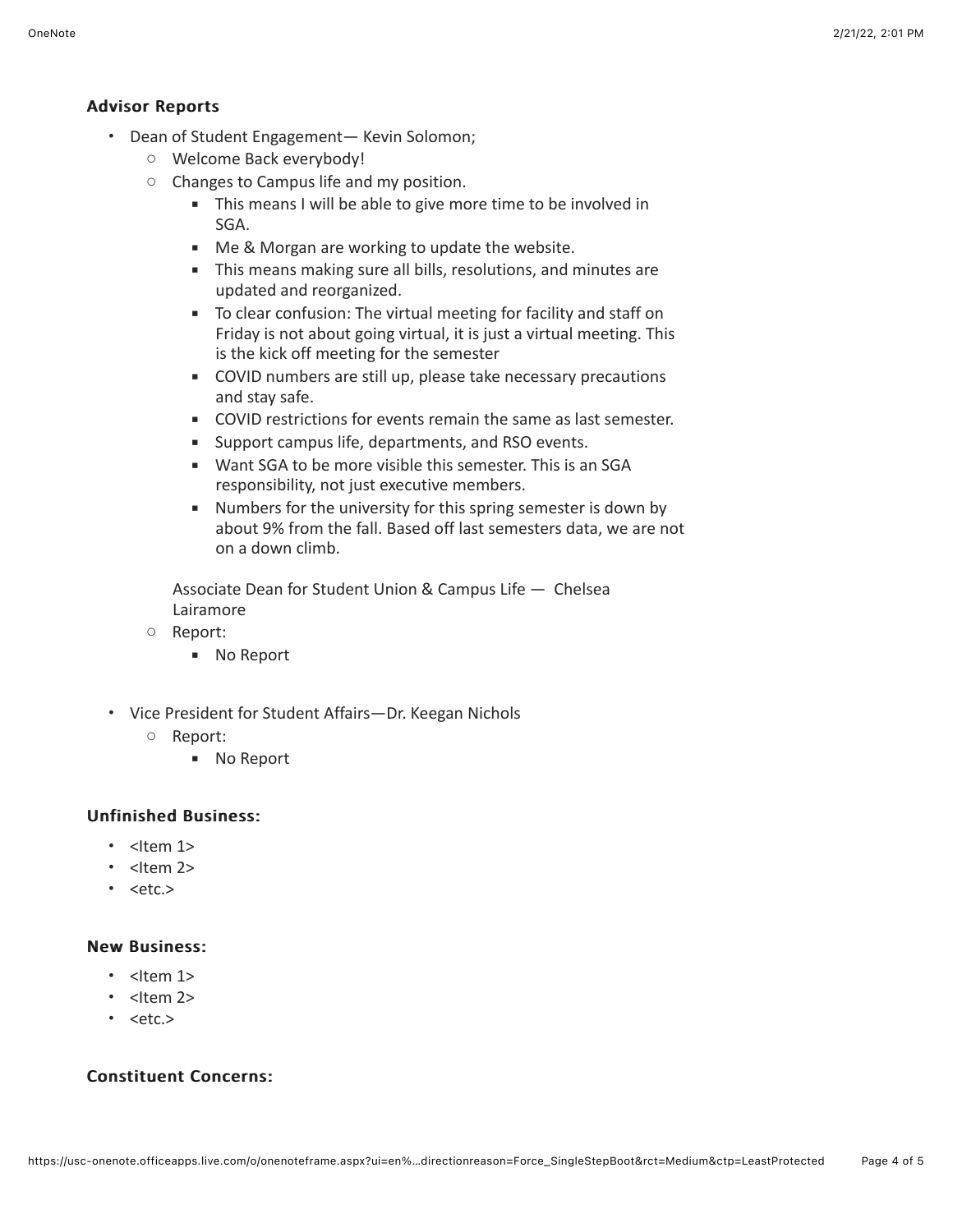### Advisor Reports

- Dean of Student Engagement— Kevin Solomon;
  - Welcome Back everybody!
  - Changes to Campus life and my position.
    - This means I will be able to give more time to be involved in SGA.
    - Me & Morgan are working to update the website.
    - This means making sure all bills, resolutions, and minutes are updated and reorganized.
    - To clear confusion: The virtual meeting for facility and staff on Friday is not about going virtual, it is just a virtual meeting. This is the kick off meeting for the semester
    - COVID numbers are still up, please take necessary precautions and stay safe.
    - COVID restrictions for events remain the same as last semester.
    - Support campus life, departments, and RSO events.
    - Want SGA to be more visible this semester. This is an SGA responsibility, not just executive members.
    - Numbers for the university for this spring semester is down by about 9% from the fall. Based off last semesters data, we are not on a down climb.

  Associate Dean for Student Union & Campus Life — Chelsea Lairamore
  - Report:
    - No Report

- Vice President for Student Affairs—Dr. Keegan Nichols
  - Report:
    - No Report

### Unfinished Business:

- <Item 1>
- <Item 2>
- <etc.>

### New Business:

- <Item 1>
- <Item 2>
- <etc.>

### Constituent Concerns: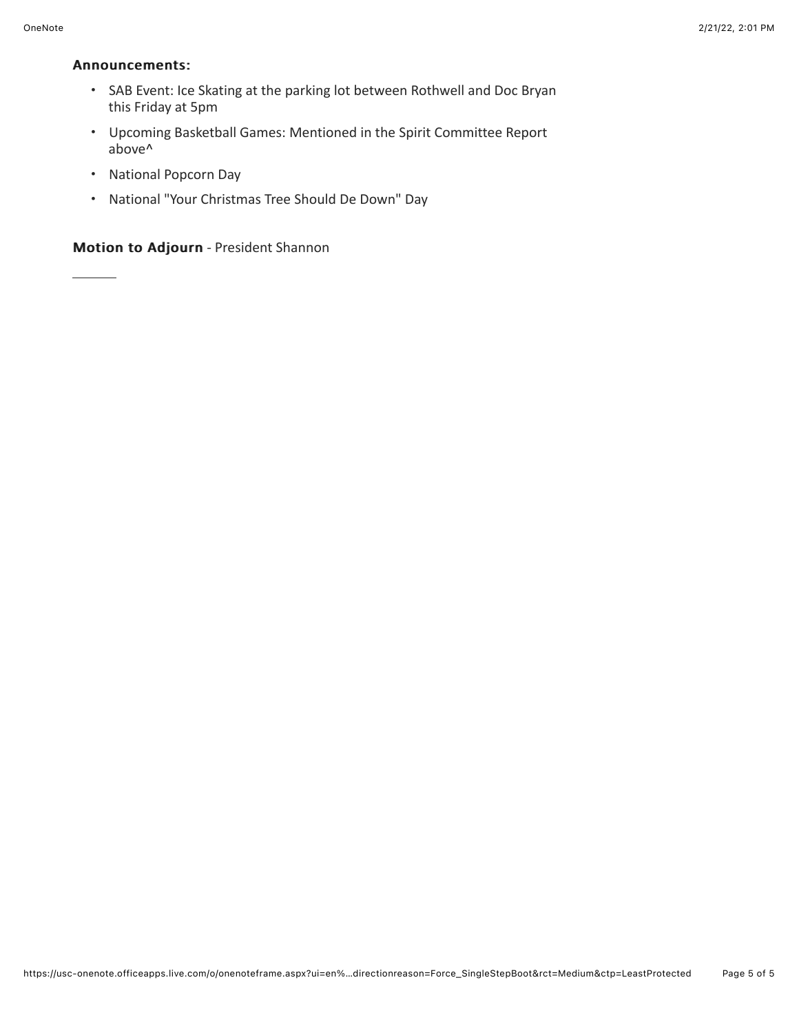**Announcements:**

- SAB Event: Ice Skating at the parking lot between Rothwell and Doc Bryan this Friday at 5pm
- Upcoming Basketball Games: Mentioned in the Spirit Committee Report above^
- National Popcorn Day
- National "Your Christmas Tree Should De Down" Day

**Motion to Adjourn** - President Shannon

---